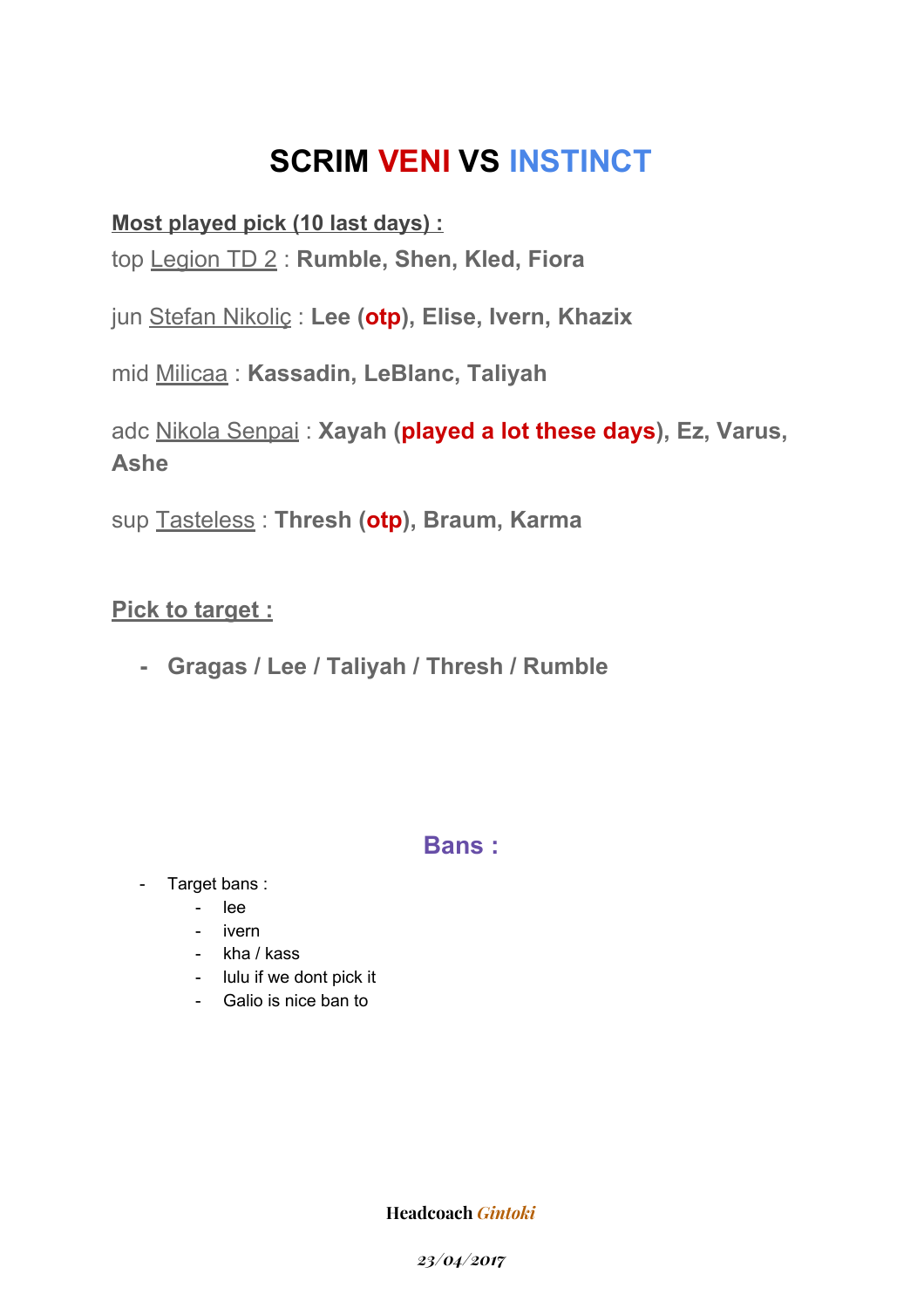# SCRIM VENI VS INSTINCT

**Most played pick (10 last days) :**

top Legion TD 2 : **Rumble, Shen, Kled, Fiora**

jun Stefan Nikoliç : **Lee (otp), Elise, Ivern, Khazix**

mid Milicaa : **Kassadin, LeBlanc, Taliyah**

adc Nikola Senpai : **Xayah (played a lot these days), Ez, Varus, Ashe**

sup Tasteless : **Thresh (otp), Braum, Karma**

**Pick to target :**

- **Gragas / Lee / Taliyah / Thresh / Rumble**

## Bans :

- Target bans :
  - lee
  - ivern
  - kha / kass
  - lulu if we dont pick it
  - Galio is nice ban to

**Headcoach** ***Gintoki***

***23/04/2017***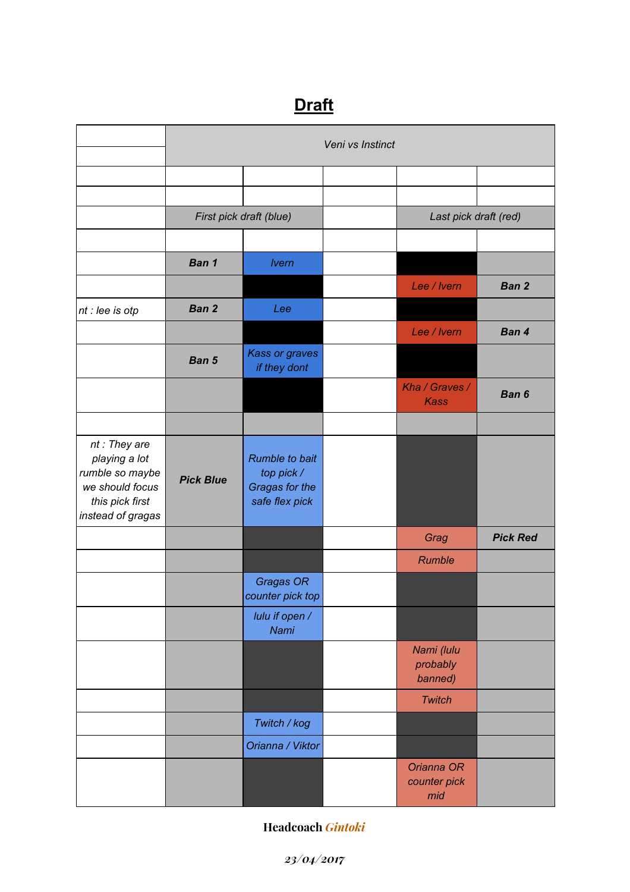# Draft

| | Veni vs Instinct | | | | |
|---|---|---|---|---|---|
| | | | | | |
| | | | | | |
| | First pick draft (blue) | | | Last pick draft (red) | |
| | | | | | |
| | **Ban 1** | Ivern | | | |
| | | | | Lee / Ivern | **Ban 2** |
| nt : lee is otp | **Ban 2** | Lee | | | |
| | | | | Lee / Ivern | **Ban 4** |
| | **Ban 5** | Kass or graves if they dont | | | |
| | | | | Kha / Graves / Kass | **Ban 6** |
| | | | | | |
| nt : They are playing a lot rumble so maybe we should focus this pick first instead of gragas | **Pick Blue** | Rumble to bait top pick / Gragas for the safe flex pick | | | |
| | | | | Grag | **Pick Red** |
| | | | | Rumble | |
| | | Gragas OR counter pick top | | | |
| | | lulu if open / Nami | | | |
| | | | | Nami (lulu probably banned) | |
| | | | | Twitch | |
| | | Twitch / kog | | | |
| | | Orianna / Viktor | | | |
| | | | | Orianna OR counter pick mid | |

**Headcoach** *Gintoki*

*23/04/2017*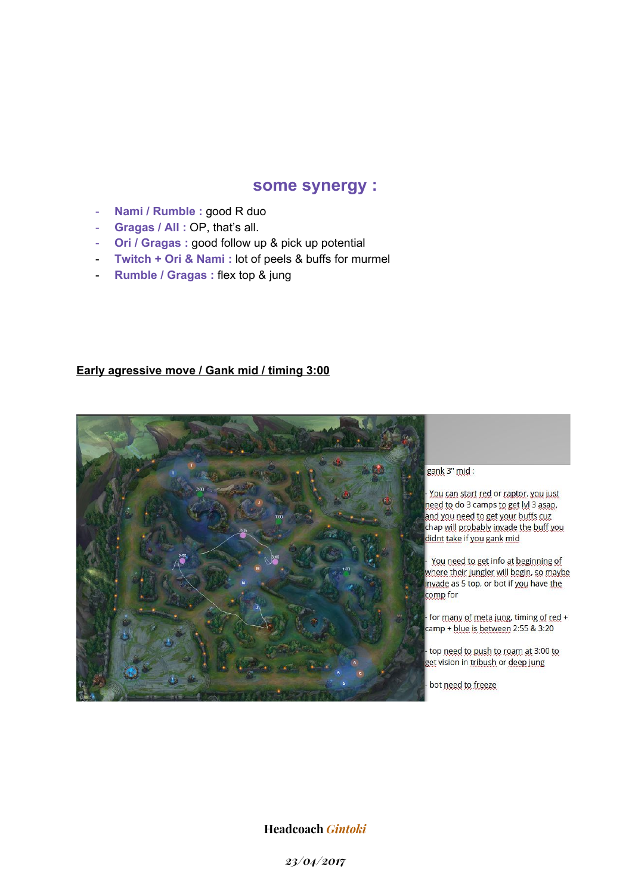## some synergy :

- **Nami / Rumble :** good R duo
- **Gragas / All :** OP, that's all.
- **Ori / Gragas :** good follow up & pick up potential
- **Twitch + Ori & Nami :** lot of peels & buffs for murmel
- **Rumble / Gragas :** flex top & jung

**Early agressive move / Gank mid / timing 3:00**

gank 3" mid :

- You can start red or raptor, you just need to do 3 camps to get lvl 3 asap, and you need to get your buffs cuz chap will probably invade the buff you didnt take if you gank mid

- You need to get info at beginning of where their jungler will begin, so maybe invade as 5 top, or bot if you have the comp for

- for many of meta jung, timing of red + camp + blue is between 2:55 & 3:20

- top need to push to roam at 3:00 to get vision in tribush or deep jung

- bot need to freeze

Headcoach *Gintoki*

*23/04/2017*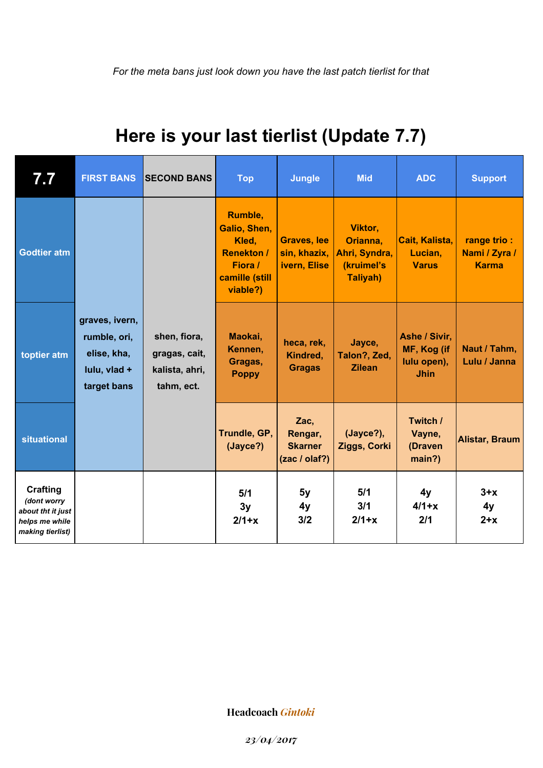*For the meta bans just look down you have the last patch tierlist for that*

# Here is your last tierlist (Update 7.7)

| 7.7 | FIRST BANS | SECOND BANS | Top | Jungle | Mid | ADC | Support |
|---|---|---|---|---|---|---|---|
| Godtier atm | graves, ivern, rumble, ori, elise, kha, lulu, vlad + target bans | shen, fiora, gragas, cait, kalista, ahri, tahm, ect. | Rumble, Galio, Shen, Kled, Renekton / Fiora / camille (still viable?) | Graves, lee sin, khazix, ivern, Elise | Viktor, Orianna, Ahri, Syndra, (kruimel's Taliyah) | Cait, Kalista, Lucian, Varus | range trio : Nami / Zyra / Karma |
| toptier atm | | | Maokai, Kennen, Gragas, Poppy | heca, rek, Kindred, Gragas | Jayce, Talon?, Zed, Zilean | Ashe / Sivir, MF, Kog (if lulu open), Jhin | Naut / Tahm, Lulu / Janna |
| situational | | | Trundle, GP, (Jayce?) | Zac, Rengar, Skarner (zac / olaf?) | (Jayce?), Ziggs, Corki | Twitch / Vayne, (Draven main?) | Alistar, Braum |
| Crafting *(dont worry about tht it just helps me while making tierlist)* | | | 5/1<br>3y<br>2/1+x | 5y<br>4y<br>3/2 | 5/1<br>3/1<br>2/1+x | 4y<br>4/1+x<br>2/1 | 3+x<br>4y<br>2+x |

**Headcoach** ***Gintoki***

*23/04/2017*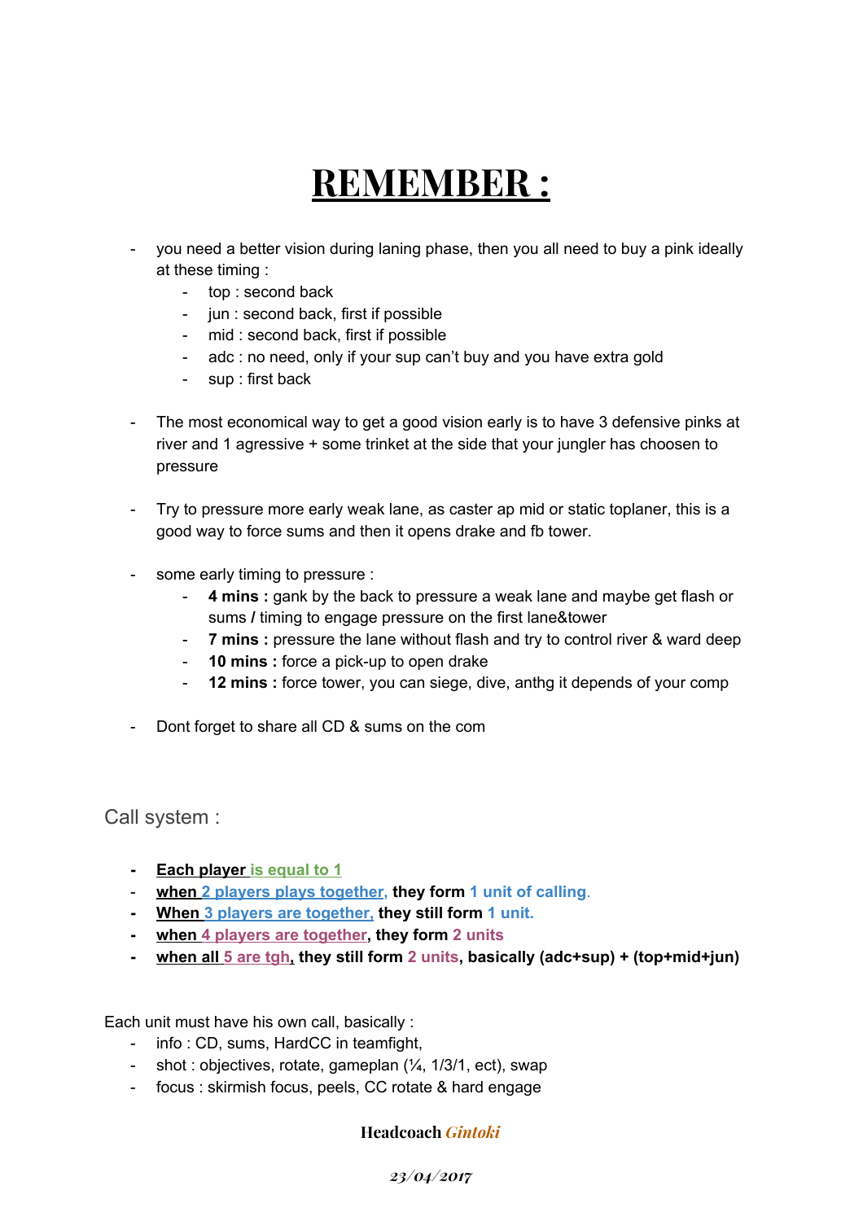# REMEMBER :

- you need a better vision during laning phase, then you all need to buy a pink ideally at these timing :
    - top : second back
    - jun : second back, first if possible
    - mid : second back, first if possible
    - adc : no need, only if your sup can't buy and you have extra gold
    - sup : first back

- The most economical way to get a good vision early is to have 3 defensive pinks at river and 1 agressive + some trinket at the side that your jungler has choosen to pressure

- Try to pressure more early weak lane, as caster ap mid or static toplaner, this is a good way to force sums and then it opens drake and fb tower.

- some early timing to pressure :
    - **4 mins :** gank by the back to pressure a weak lane and maybe get flash or sums **/** timing to engage pressure on the first lane&tower
    - **7 mins :** pressure the lane without flash and try to control river & ward deep
    - **10 mins :** force a pick-up to open drake
    - **12 mins :** force tower, you can siege, dive, anthg it depends of your comp

- Dont forget to share all CD & sums on the com

## Call system :

- **Each player is equal to 1**
- **when 2 players plays together, they form 1 unit of calling.**
- **When 3 players are together, they still form 1 unit.**
- **when 4 players are together, they form 2 units**
- **when all 5 are tgh, they still form 2 units, basically (adc+sup) + (top+mid+jun)**

Each unit must have his own call, basically :
- info : CD, sums, HardCC in teamfight,
- shot : objectives, rotate, gameplan (¼, 1/3/1, ect), swap
- focus : skirmish focus, peels, CC rotate & hard engage

**Headcoach *Gintoki***

***23/04/2017***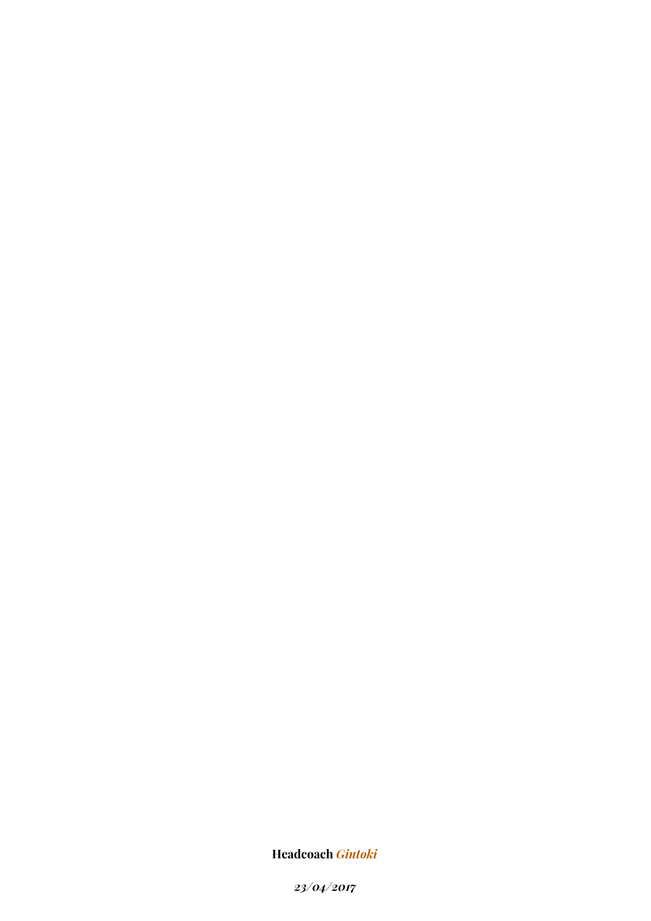**Headcoach** ***Gintoki***

***23/04/2017***